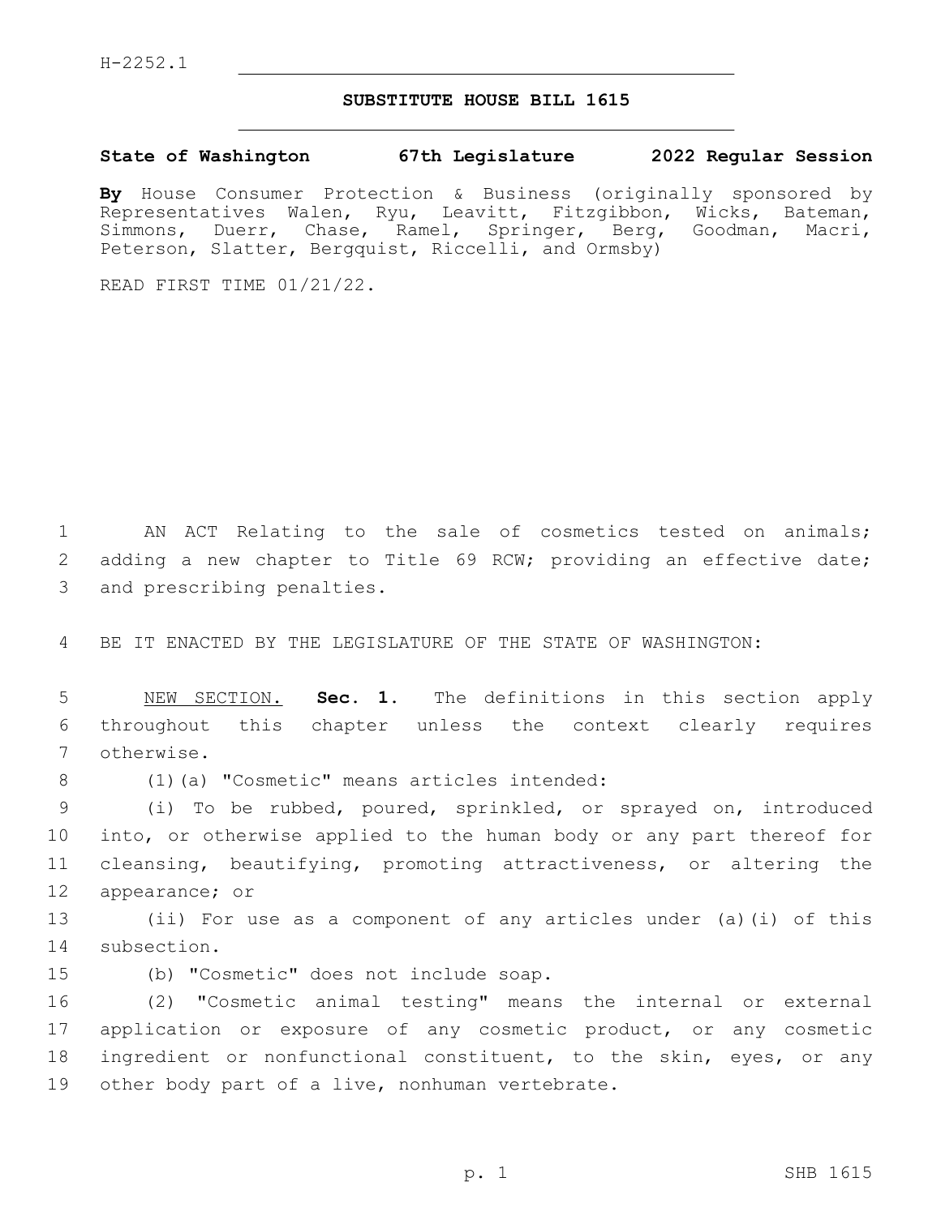H-2252.1

## SUBSTITUTE HOUSE BILL 1615

**State of Washington 67th Legislature 2022 Regular Session**

**By** House Consumer Protection & Business (originally sponsored by Representatives Walen, Ryu, Leavitt, Fitzgibbon, Wicks, Bateman, Simmons, Duerr, Chase, Ramel, Springer, Berg, Goodman, Macri, Peterson, Slatter, Bergquist, Riccelli, and Ormsby)

READ FIRST TIME 01/21/22.

AN ACT Relating to the sale of cosmetics tested on animals; adding a new chapter to Title 69 RCW; providing an effective date; and prescribing penalties.

BE IT ENACTED BY THE LEGISLATURE OF THE STATE OF WASHINGTON:

NEW SECTION. **Sec. 1.** The definitions in this section apply throughout this chapter unless the context clearly requires otherwise.

(1)(a) "Cosmetic" means articles intended:

(i) To be rubbed, poured, sprinkled, or sprayed on, introduced into, or otherwise applied to the human body or any part thereof for cleansing, beautifying, promoting attractiveness, or altering the appearance; or

(ii) For use as a component of any articles under (a)(i) of this subsection.

(b) "Cosmetic" does not include soap.

(2) "Cosmetic animal testing" means the internal or external application or exposure of any cosmetic product, or any cosmetic ingredient or nonfunctional constituent, to the skin, eyes, or any other body part of a live, nonhuman vertebrate.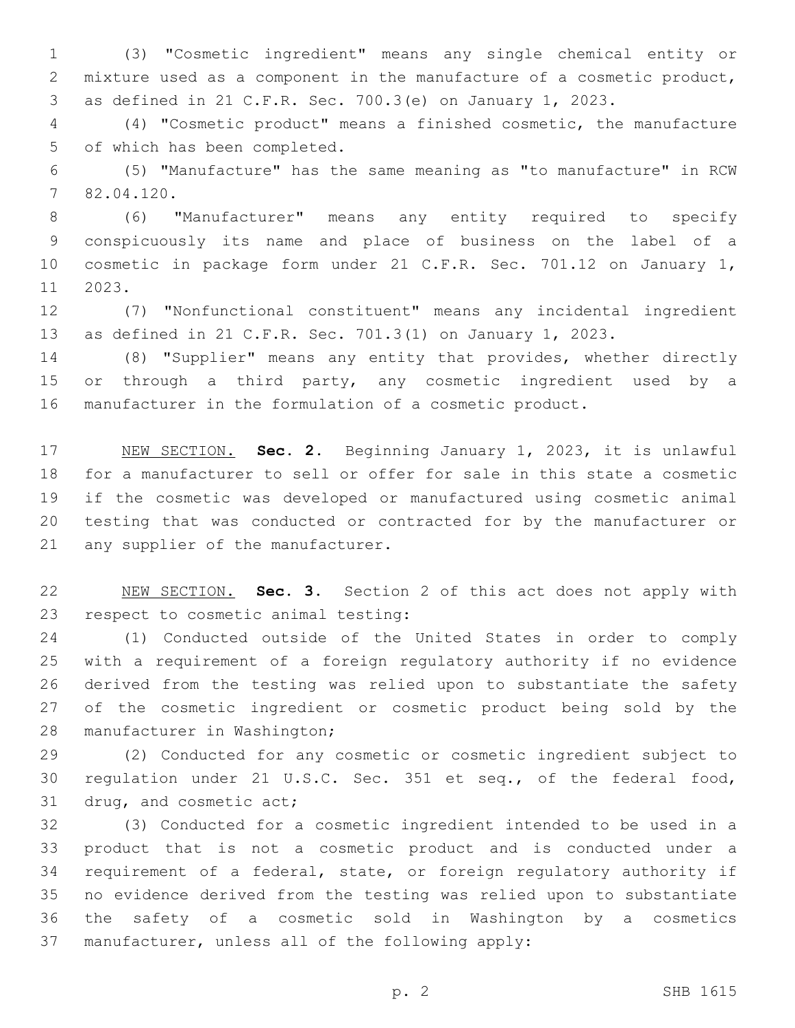(3) "Cosmetic ingredient" means any single chemical entity or mixture used as a component in the manufacture of a cosmetic product, as defined in 21 C.F.R. Sec. 700.3(e) on January 1, 2023.

(4) "Cosmetic product" means a finished cosmetic, the manufacture of which has been completed.

(5) "Manufacture" has the same meaning as "to manufacture" in RCW 82.04.120.

(6) "Manufacturer" means any entity required to specify conspicuously its name and place of business on the label of a cosmetic in package form under 21 C.F.R. Sec. 701.12 on January 1, 2023.

(7) "Nonfunctional constituent" means any incidental ingredient as defined in 21 C.F.R. Sec. 701.3(l) on January 1, 2023.

(8) "Supplier" means any entity that provides, whether directly or through a third party, any cosmetic ingredient used by a manufacturer in the formulation of a cosmetic product.

NEW SECTION. **Sec. 2.** Beginning January 1, 2023, it is unlawful for a manufacturer to sell or offer for sale in this state a cosmetic if the cosmetic was developed or manufactured using cosmetic animal testing that was conducted or contracted for by the manufacturer or any supplier of the manufacturer.

NEW SECTION. **Sec. 3.** Section 2 of this act does not apply with respect to cosmetic animal testing:

(1) Conducted outside of the United States in order to comply with a requirement of a foreign regulatory authority if no evidence derived from the testing was relied upon to substantiate the safety of the cosmetic ingredient or cosmetic product being sold by the manufacturer in Washington;

(2) Conducted for any cosmetic or cosmetic ingredient subject to regulation under 21 U.S.C. Sec. 351 et seq., of the federal food, drug, and cosmetic act;

(3) Conducted for a cosmetic ingredient intended to be used in a product that is not a cosmetic product and is conducted under a requirement of a federal, state, or foreign regulatory authority if no evidence derived from the testing was relied upon to substantiate the safety of a cosmetic sold in Washington by a cosmetics manufacturer, unless all of the following apply: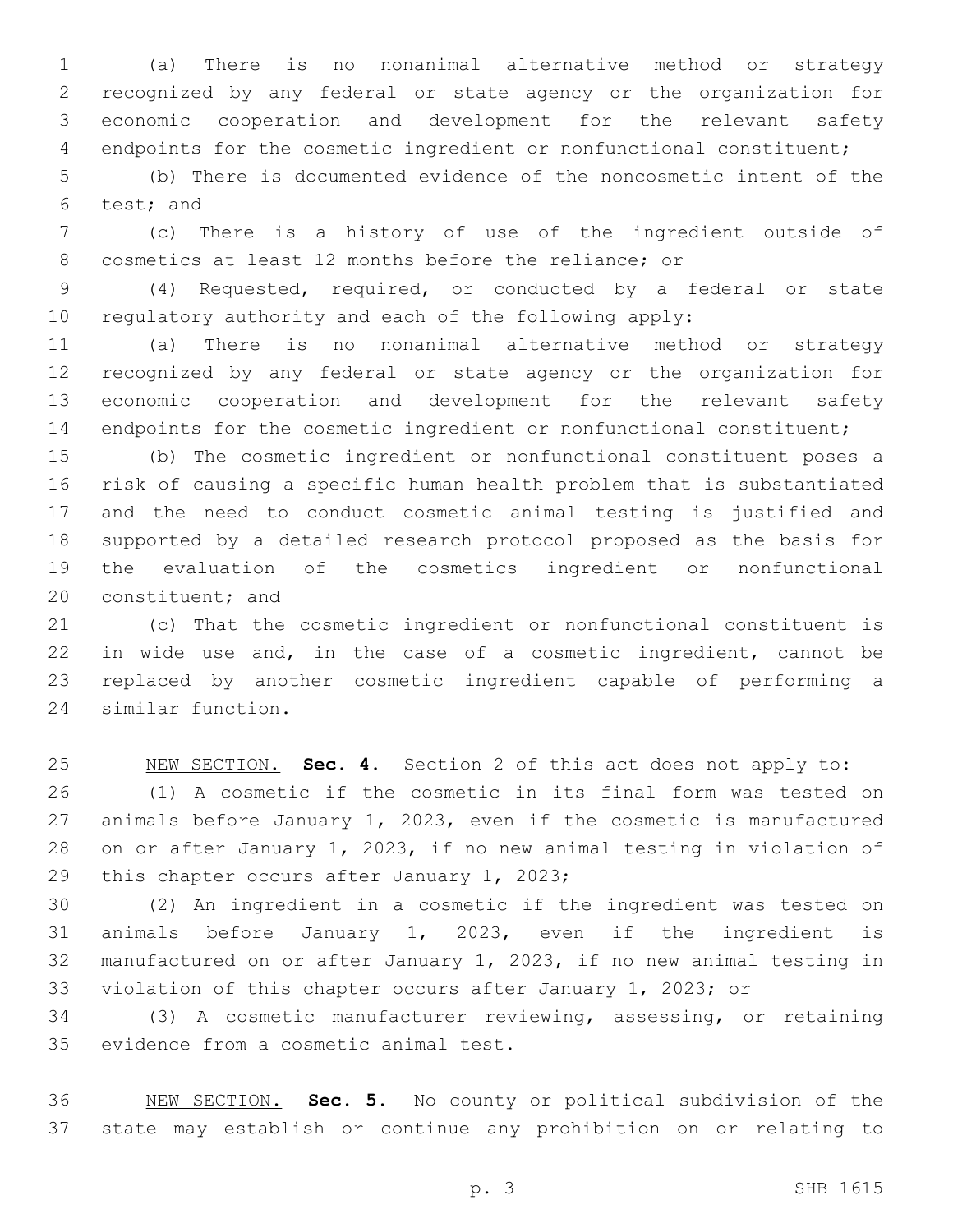(a) There is no nonanimal alternative method or strategy recognized by any federal or state agency or the organization for economic cooperation and development for the relevant safety endpoints for the cosmetic ingredient or nonfunctional constituent;

(b) There is documented evidence of the noncosmetic intent of the test; and

(c) There is a history of use of the ingredient outside of cosmetics at least 12 months before the reliance; or

(4) Requested, required, or conducted by a federal or state regulatory authority and each of the following apply:

(a) There is no nonanimal alternative method or strategy recognized by any federal or state agency or the organization for economic cooperation and development for the relevant safety endpoints for the cosmetic ingredient or nonfunctional constituent;

(b) The cosmetic ingredient or nonfunctional constituent poses a risk of causing a specific human health problem that is substantiated and the need to conduct cosmetic animal testing is justified and supported by a detailed research protocol proposed as the basis for the evaluation of the cosmetics ingredient or nonfunctional constituent; and

(c) That the cosmetic ingredient or nonfunctional constituent is in wide use and, in the case of a cosmetic ingredient, cannot be replaced by another cosmetic ingredient capable of performing a similar function.

NEW SECTION. **Sec. 4.** Section 2 of this act does not apply to:

(1) A cosmetic if the cosmetic in its final form was tested on animals before January 1, 2023, even if the cosmetic is manufactured on or after January 1, 2023, if no new animal testing in violation of this chapter occurs after January 1, 2023;

(2) An ingredient in a cosmetic if the ingredient was tested on animals before January 1, 2023, even if the ingredient is manufactured on or after January 1, 2023, if no new animal testing in violation of this chapter occurs after January 1, 2023; or

(3) A cosmetic manufacturer reviewing, assessing, or retaining evidence from a cosmetic animal test.

NEW SECTION. **Sec. 5.** No county or political subdivision of the state may establish or continue any prohibition on or relating to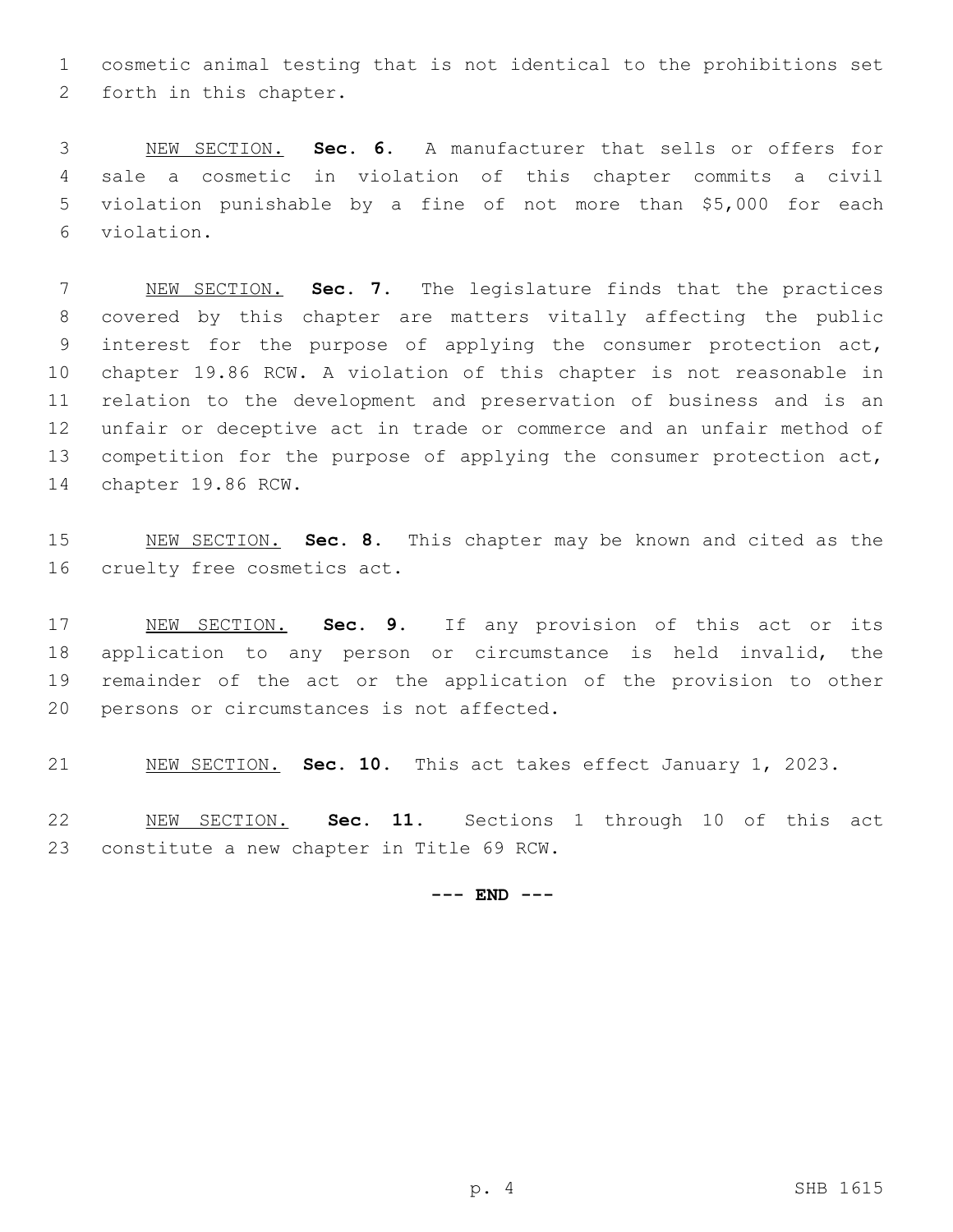cosmetic animal testing that is not identical to the prohibitions set forth in this chapter.

NEW SECTION. **Sec. 6.** A manufacturer that sells or offers for sale a cosmetic in violation of this chapter commits a civil violation punishable by a fine of not more than $5,000 for each violation.

NEW SECTION. **Sec. 7.** The legislature finds that the practices covered by this chapter are matters vitally affecting the public interest for the purpose of applying the consumer protection act, chapter 19.86 RCW. A violation of this chapter is not reasonable in relation to the development and preservation of business and is an unfair or deceptive act in trade or commerce and an unfair method of competition for the purpose of applying the consumer protection act, chapter 19.86 RCW.

NEW SECTION. **Sec. 8.** This chapter may be known and cited as the cruelty free cosmetics act.

NEW SECTION. **Sec. 9.** If any provision of this act or its application to any person or circumstance is held invalid, the remainder of the act or the application of the provision to other persons or circumstances is not affected.

NEW SECTION. **Sec. 10.** This act takes effect January 1, 2023.

NEW SECTION. **Sec. 11.** Sections 1 through 10 of this act constitute a new chapter in Title 69 RCW.

**--- END ---**